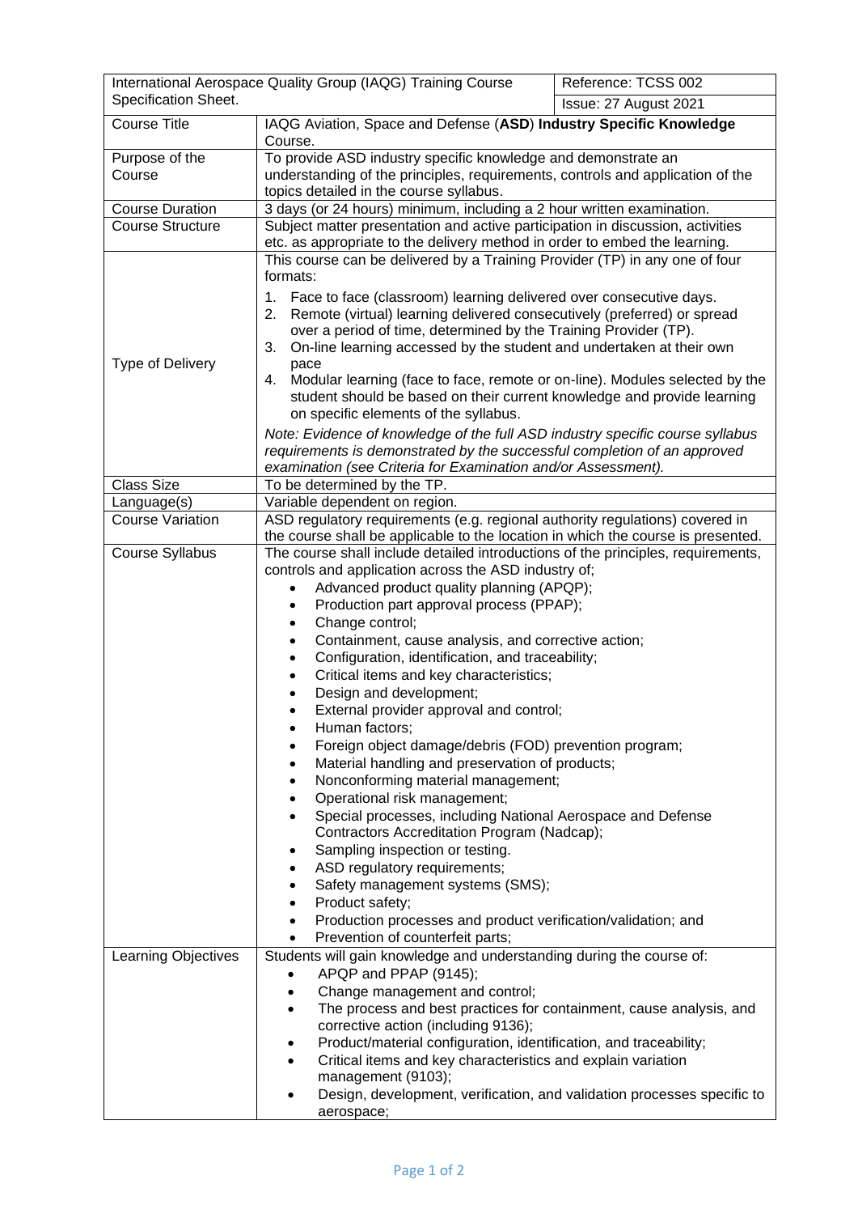| International Aerospace Quality Group (IAQG) Training Course Specification Sheet. | | Reference: TCSS 002 |
|---|---|---|
| | | Issue: 27 August 2021 |
| Course Title | IAQG Aviation, Space and Defense (**ASD**) **Industry Specific Knowledge** Course. | |
| Purpose of the Course | To provide ASD industry specific knowledge and demonstrate an understanding of the principles, requirements, controls and application of the topics detailed in the course syllabus. | |
| Course Duration | 3 days (or 24 hours) minimum, including a 2 hour written examination. | |
| Course Structure | Subject matter presentation and active participation in discussion, activities etc. as appropriate to the delivery method in order to embed the learning. | |
| Type of Delivery | This course can be delivered by a Training Provider (TP) in any one of four formats:<br>1. Face to face (classroom) learning delivered over consecutive days.<br>2. Remote (virtual) learning delivered consecutively (preferred) or spread over a period of time, determined by the Training Provider (TP).<br>3. On-line learning accessed by the student and undertaken at their own pace<br>4. Modular learning (face to face, remote or on-line). Modules selected by the student should be based on their current knowledge and provide learning on specific elements of the syllabus.<br>*Note: Evidence of knowledge of the full ASD industry specific course syllabus requirements is demonstrated by the successful completion of an approved examination (see Criteria for Examination and/or Assessment).* | |
| Class Size | To be determined by the TP. | |
| Language(s) | Variable dependent on region. | |
| Course Variation | ASD regulatory requirements (e.g. regional authority regulations) covered in the course shall be applicable to the location in which the course is presented. | |
| Course Syllabus | The course shall include detailed introductions of the principles, requirements, controls and application across the ASD industry of;<br>• Advanced product quality planning (APQP);<br>• Production part approval process (PPAP);<br>• Change control;<br>• Containment, cause analysis, and corrective action;<br>• Configuration, identification, and traceability;<br>• Critical items and key characteristics;<br>• Design and development;<br>• External provider approval and control;<br>• Human factors;<br>• Foreign object damage/debris (FOD) prevention program;<br>• Material handling and preservation of products;<br>• Nonconforming material management;<br>• Operational risk management;<br>• Special processes, including National Aerospace and Defense Contractors Accreditation Program (Nadcap);<br>• Sampling inspection or testing.<br>• ASD regulatory requirements;<br>• Safety management systems (SMS);<br>• Product safety;<br>• Production processes and product verification/validation; and<br>• Prevention of counterfeit parts; | |
| Learning Objectives | Students will gain knowledge and understanding during the course of:<br>• APQP and PPAP (9145);<br>• Change management and control;<br>• The process and best practices for containment, cause analysis, and corrective action (including 9136);<br>• Product/material configuration, identification, and traceability;<br>• Critical items and key characteristics and explain variation management (9103);<br>• Design, development, verification, and validation processes specific to aerospace; | |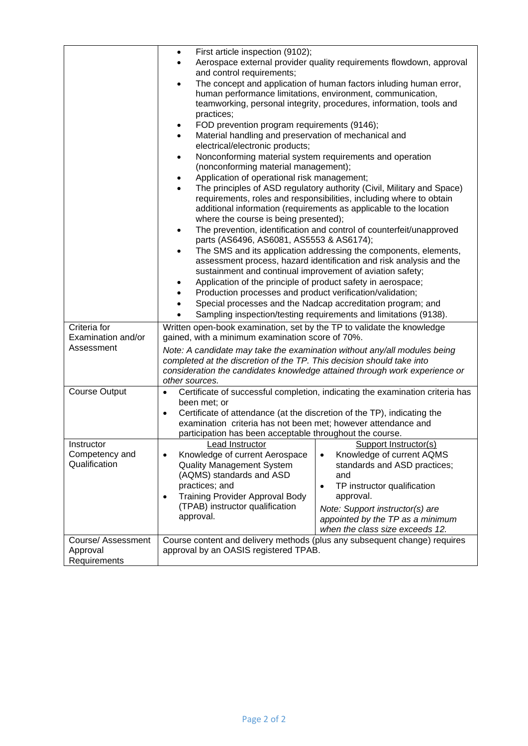| | |
|---|---|
| | • First article inspection (9102);<br>• Aerospace external provider quality requirements flowdown, approval and control requirements;<br>• The concept and application of human factors inluding human error, human performance limitations, environment, communication, teamworking, personal integrity, procedures, information, tools and practices;<br>• FOD prevention program requirements (9146);<br>• Material handling and preservation of mechanical and electrical/electronic products;<br>• Nonconforming material system requirements and operation (nonconforming material management);<br>• Application of operational risk management;<br>• The principles of ASD regulatory authority (Civil, Military and Space) requirements, roles and responsibilities, including where to obtain additional information (requirements as applicable to the location where the course is being presented);<br>• The prevention, identification and control of counterfeit/unapproved parts (AS6496, AS6081, AS5553 & AS6174);<br>• The SMS and its application addressing the components, elements, assessment process, hazard identification and risk analysis and the sustainment and continual improvement of aviation safety;<br>• Application of the principle of product safety in aerospace;<br>• Production processes and product verification/validation;<br>• Special processes and the Nadcap accreditation program; and<br>• Sampling inspection/testing requirements and limitations (9138). |
| Criteria for Examination and/or Assessment | Written open-book examination, set by the TP to validate the knowledge gained, with a minimum examination score of 70%.<br><br>*Note: A candidate may take the examination without any/all modules being completed at the discretion of the TP. This decision should take into consideration the candidates knowledge attained through work experience or other sources.* |
| Course Output | • Certificate of successful completion, indicating the examination criteria has been met; or<br>• Certificate of attendance (at the discretion of the TP), indicating the examination criteria has not been met; however attendance and participation has been acceptable throughout the course. |
| Instructor Competency and Qualification | <u>Lead Instructor</u><br>• Knowledge of current Aerospace Quality Management System (AQMS) standards and ASD practices; and<br>• Training Provider Approval Body (TPAB) instructor qualification approval.<br><br><u>Support Instructor(s)</u><br>• Knowledge of current AQMS standards and ASD practices; and<br>• TP instructor qualification approval.<br>*Note: Support instructor(s) are appointed by the TP as a minimum when the class size exceeds 12.* |
| Course/ Assessment Approval Requirements | Course content and delivery methods (plus any subsequent change) requires approval by an OASIS registered TPAB. |